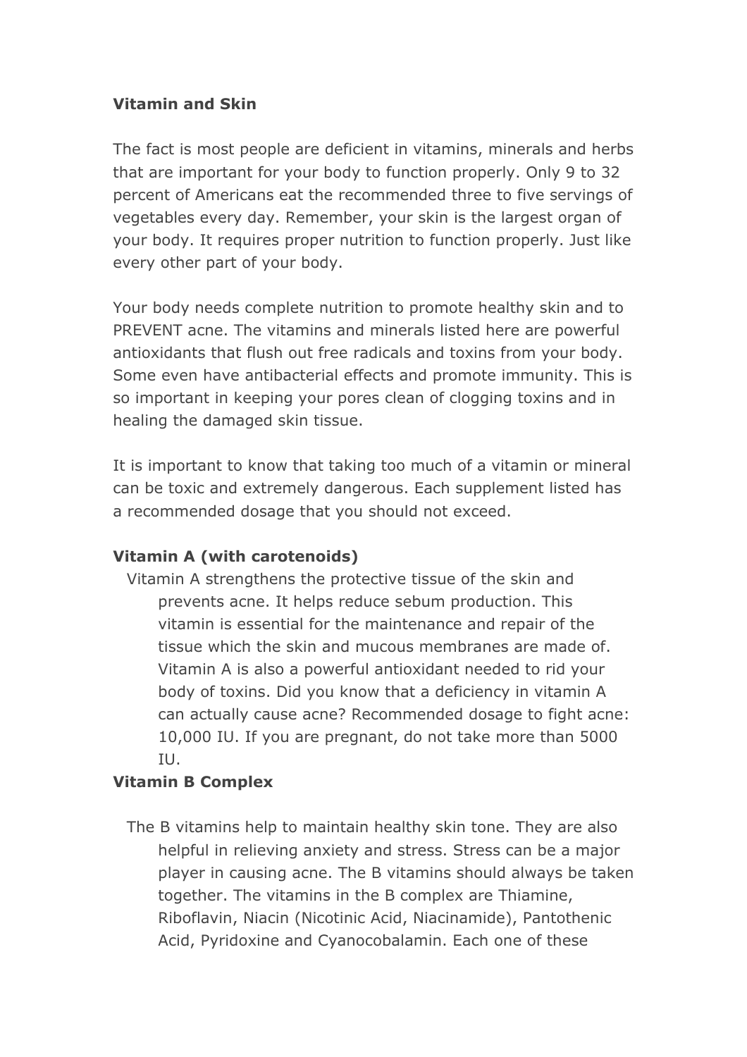**Vitamin and Skin**

The fact is most people are deficient in vitamins, minerals and herbs that are important for your body to function properly. Only 9 to 32 percent of Americans eat the recommended three to five servings of vegetables every day. Remember, your skin is the largest organ of your body. It requires proper nutrition to function properly. Just like every other part of your body.

Your body needs complete nutrition to promote healthy skin and to PREVENT acne. The vitamins and minerals listed here are powerful antioxidants that flush out free radicals and toxins from your body. Some even have antibacterial effects and promote immunity. This is so important in keeping your pores clean of clogging toxins and in healing the damaged skin tissue.

It is important to know that taking too much of a vitamin or mineral can be toxic and extremely dangerous. Each supplement listed has a recommended dosage that you should not exceed.

**Vitamin A (with carotenoids)**

Vitamin A strengthens the protective tissue of the skin and prevents acne. It helps reduce sebum production. This vitamin is essential for the maintenance and repair of the tissue which the skin and mucous membranes are made of. Vitamin A is also a powerful antioxidant needed to rid your body of toxins. Did you know that a deficiency in vitamin A can actually cause acne? Recommended dosage to fight acne: 10,000 IU. If you are pregnant, do not take more than 5000 IU.

**Vitamin B Complex**

The B vitamins help to maintain healthy skin tone. They are also helpful in relieving anxiety and stress. Stress can be a major player in causing acne. The B vitamins should always be taken together. The vitamins in the B complex are Thiamine, Riboflavin, Niacin (Nicotinic Acid, Niacinamide), Pantothenic Acid, Pyridoxine and Cyanocobalamin. Each one of these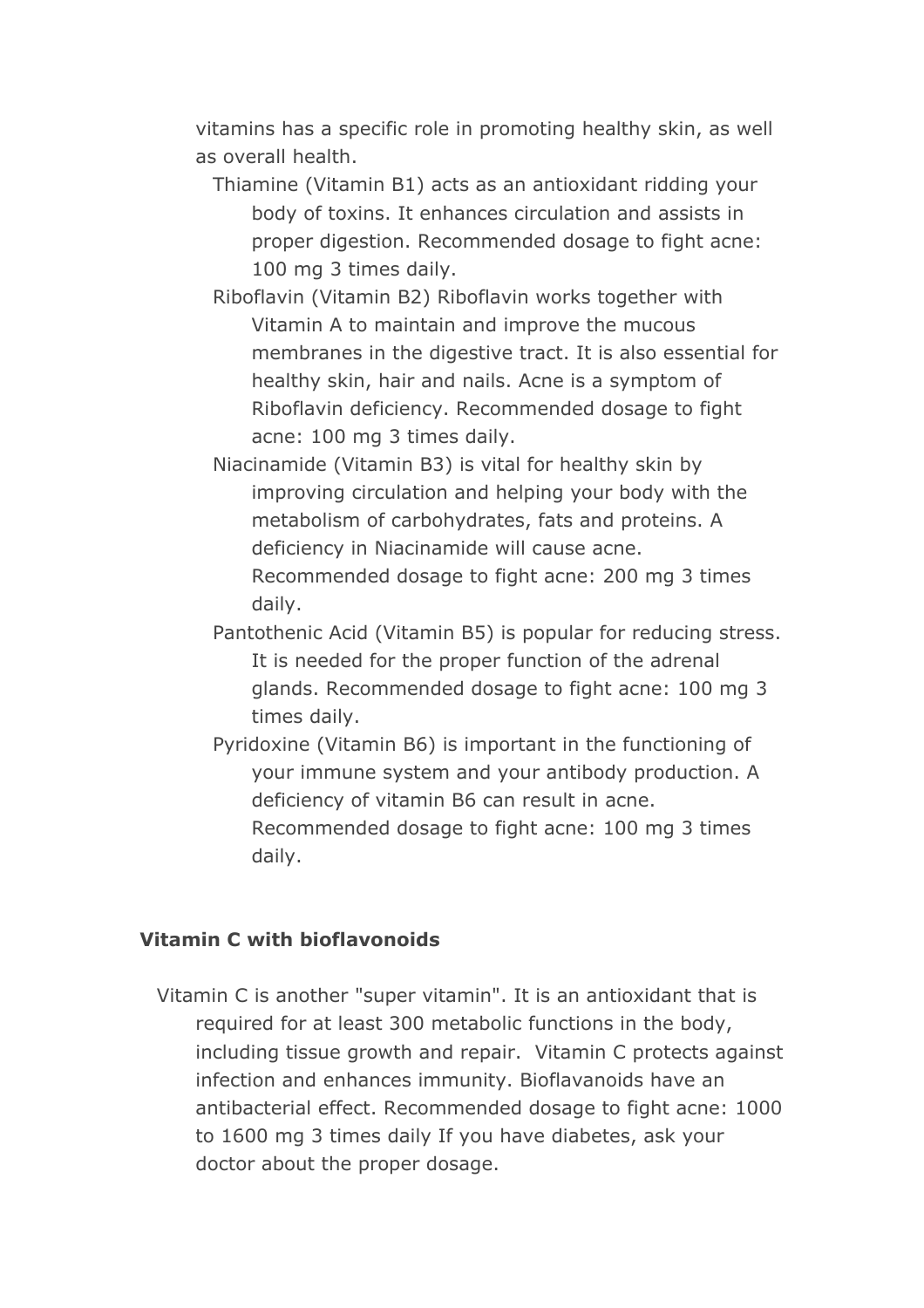vitamins has a specific role in promoting healthy skin, as well as overall health.

- Thiamine (Vitamin B1) acts as an antioxidant ridding your body of toxins. It enhances circulation and assists in proper digestion. Recommended dosage to fight acne: 100 mg 3 times daily.
- Riboflavin (Vitamin B2) Riboflavin works together with Vitamin A to maintain and improve the mucous membranes in the digestive tract. It is also essential for healthy skin, hair and nails. Acne is a symptom of Riboflavin deficiency. Recommended dosage to fight acne: 100 mg 3 times daily.
- Niacinamide (Vitamin B3) is vital for healthy skin by improving circulation and helping your body with the metabolism of carbohydrates, fats and proteins. A deficiency in Niacinamide will cause acne. Recommended dosage to fight acne: 200 mg 3 times daily.
- Pantothenic Acid (Vitamin B5) is popular for reducing stress. It is needed for the proper function of the adrenal glands. Recommended dosage to fight acne: 100 mg 3 times daily.
- Pyridoxine (Vitamin B6) is important in the functioning of your immune system and your antibody production. A deficiency of vitamin B6 can result in acne. Recommended dosage to fight acne: 100 mg 3 times daily.

**Vitamin C with bioflavonoids**

Vitamin C is another "super vitamin". It is an antioxidant that is required for at least 300 metabolic functions in the body, including tissue growth and repair. Vitamin C protects against infection and enhances immunity. Bioflavanoids have an antibacterial effect. Recommended dosage to fight acne: 1000 to 1600 mg 3 times daily If you have diabetes, ask your doctor about the proper dosage.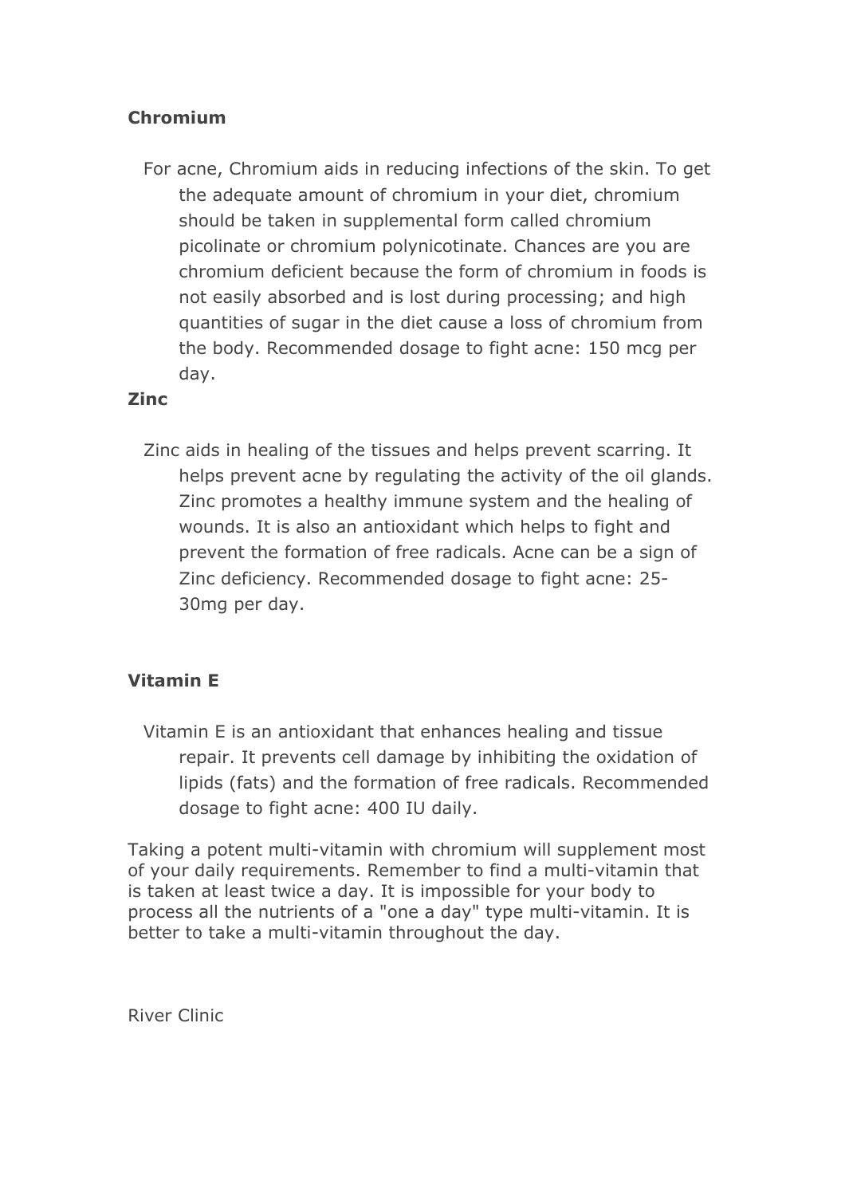**Chromium**

For acne, Chromium aids in reducing infections of the skin. To get the adequate amount of chromium in your diet, chromium should be taken in supplemental form called chromium picolinate or chromium polynicotinate. Chances are you are chromium deficient because the form of chromium in foods is not easily absorbed and is lost during processing; and high quantities of sugar in the diet cause a loss of chromium from the body. Recommended dosage to fight acne: 150 mcg per day.

**Zinc**

Zinc aids in healing of the tissues and helps prevent scarring. It helps prevent acne by regulating the activity of the oil glands. Zinc promotes a healthy immune system and the healing of wounds. It is also an antioxidant which helps to fight and prevent the formation of free radicals. Acne can be a sign of Zinc deficiency. Recommended dosage to fight acne: 25-30mg per day.

**Vitamin E**

Vitamin E is an antioxidant that enhances healing and tissue repair. It prevents cell damage by inhibiting the oxidation of lipids (fats) and the formation of free radicals. Recommended dosage to fight acne: 400 IU daily.

Taking a potent multi-vitamin with chromium will supplement most of your daily requirements. Remember to find a multi-vitamin that is taken at least twice a day. It is impossible for your body to process all the nutrients of a "one a day" type multi-vitamin. It is better to take a multi-vitamin throughout the day.

River Clinic